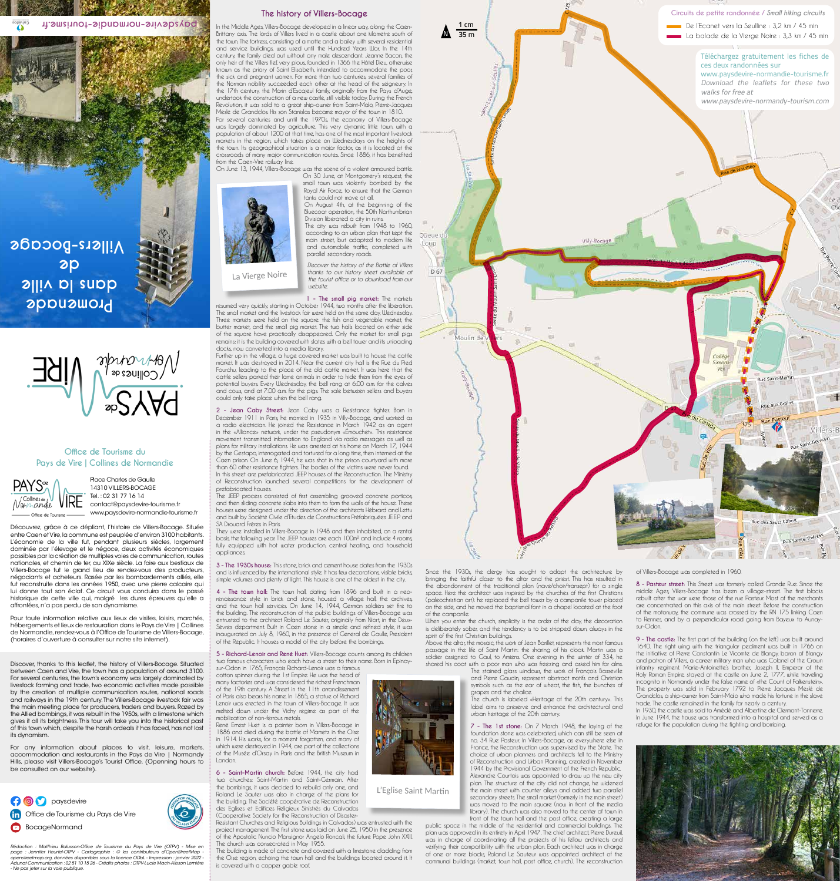# Promenade dans la ville de Villers-Bocage

paysdevire-normandie-tourisme.fr

PAYS de VIRE Collines de Normandie

## Office de Tourisme du Pays de Vire | Collines de Normandie

Place Charles de Gaulle
14310 VILLERS-BOCAGE
Tel. : 02 31 77 16 14
contact@paysdevire-tourisme.fr
www.paysdevire-normandie-tourisme.fr

Découvrez, grâce à ce dépliant, l'histoire de Villers-Bocage. Située entre Caen et Vire, la commune est peuplée d'environ 3100 habitants. L'économie de la ville fut, pendant plusieurs siècles, largement dominée par l'élevage et le négoce, deux activités économiques possibles par la création de multiples voies de communication, routes nationales, et chemin de fer, au XIXe siècle. La foire aux bestiaux de Villers-Bocage fut le grand lieu de rendez-vous des producteurs, négociants et acheteurs. Rasée par les bombardements alliés, elle fut reconstruite dans les années 1950, avec une pierre calcaire qui lui donne tout son éclat. Ce circuit vous conduira dans le passé historique de cette ville qui, malgré les dures épreuves qu'elle a affrontées, n'a pas perdu de son dynamisme.

Pour toute information relative aux lieux de visites, loisirs, marchés, hébergements et lieux de restauration dans le Pays de Vire | Collines de Normandie, rendez-vous à l'Office de Tourisme de Villers-Bocage, (horaires d'ouverture à consulter sur notre site internet).

Discover, thanks to this leaflet, the history of Villers-Bocage. Situated between Caen and Vire, the town has a population of around 3100. For several centuries, the town's economy was largely dominated by livestock farming and trade, two economic activities made possible by the creation of multiple communication routes, national roads and railways in the 19th century. The Villers-Bocage livestock fair was the main meeting place for producers, traders and buyers. Razed by the Allied bombings, it was rebuilt in the 1950s, with a limestone which gives it all its brightness. This tour will take you into the historical past of this town which, despite the harsh ordeals it has faced, has not lost its dynamism.

For any information about places to visit, leisure, markets, accommodation and restaurants in the Pays de Vire | Normandy Hills, please visit Villers-Bocage's Tourist Office, (Openning hours to be consulted on our website).

paysdevire
Office de Tourisme du Pays de Vire
BocageNormand

*Rédaction : Matthieu Balussan-Office de Tourisme du Pays de Vire (OTPV) - Mise en page : Jennifer Heurtel-OTPV - Cartographie : © les contributeurs d'OpenStreetMap - openstreetmap.org, données disponibles sous la licence ODbL - Impression : janvier 2022 - Adunat Communication : 02 51 10 15 26 - Crédits photos : OTPV-Lucie Mach-Alisson Lemière - Ne pas jeter sur la voie publique.*

## The history of Villers-Bocage

In the Middle Ages, Villers-Bocage developed in a linear way, along the Caen-Brittany axis. The lords of Villers lived in a castle about one kilometre south of the town. The fortress, consisting of a motte and a bailey with several residential and service buildings, was used until the Hundred Years War. In the 14th century, the family died out without any male descendant. Jeanne Bacon, the only heir of the Villers fief, very pious, founded in 1366 the Hôtel Dieu, otherwise known as the priory of Saint Elisabeth, intended to accommodate the poor, the sick and pregnant women. For more than two centuries, several families of the Norman nobility succeeded each other at the head of the seigneury. In the 17th century, the Morin d'Escajeul family, originally from the Pays d'Auge, undertook the construction of a new castle, still visible today. During the French Revolution, it was sold to a great ship-owner from Saint-Malo, Pierre-Jacques Meslé de Grandclos. His son Stanislas became mayor of the town in 1810.

For several centuries and until the 1970s, the economy of Villers-Bocage was largely dominated by agriculture. This very dynamic little town, with a population of about 1200 at that time, has one of the most important livestock markets in the region, which takes place on Wednesdays on the heights of the town. Its geographical situation is a major factor, as it is located at the crossroads of many major communication routes. Since 1886, it has benefited from the Caen-Vire railway line.

On June 13, 1944, Villers-Bocage was the scene of a violent armoured battle. On 30 June, at Montgomery's request, the small town was violently bombed by the Royal Air Force, to ensure that the German tanks could not move at all.

On August 4th, at the beginning of the Bluecoat operation, the 50th Northumbrian Division liberated a city in ruins.

The city was rebuilt from 1948 to 1960, according to an urban plan that kept the main street, but adapted to modern life and automobile traffic, completed with parallel secondary roads.

*Discover the history of the Battle of Villers thanks to our history sheet available at the tourist office or to download from our website.*

La Vierge Noire

**1 - The small pig market:** The markets resumed very quickly, starting in October 1944, two months after the liberation. The small market and the livestock fair were held on the same day, Wednesday. Three markets were held on the square: the fish and vegetable market, the butter market, and the small pig market. The two halls located on either side of the square have practically disappeared. Only the market for small pigs remains: it is the building covered with slates with a bell tower and its unloading docks, now converted into a media library.

Further up in the village, a huge covered market was built to house the cattle market. It was destroyed in 2014. Near the current city hall is the Rue du Pied Fourchu, leading to the place of the old cattle market. It was here that the cattle sellers parked their lame animals in order to hide them from the eyes of potential buyers. Every Wednesday, the bell rang at 6:00 a.m. for the calves and cows, and at 7:00 a.m. for the pigs. The sale between sellers and buyers could only take place when the bell rang.

**2 - Jean Caby Street:** Jean Caby was a Resistance fighter. Born in December 1911 in Paris, he married in 1935 in Villy-Bocage, and worked as a radio electrician. He joined the Resistance in March 1942 as an agent in the «Alliance» network, under the pseudonym «Émouchet». This resistance movement transmitted information to England via radio messages as well as plans for military installations. He was arrested at his home on March 17, 1944 by the Gestapo, interrogated and tortured for a long time, then interned at the Caen prison. On June 6, 1944, he was shot in the prison courtyard with more than 60 other resistance fighters. The bodies of the victims were never found.

In this street are prefabricated JEEP houses of the Reconstruction. The Ministry of Reconstruction launched several competitions for the development of prefabricated houses.

The JEEP process consisted of first assembling grooved concrete porticos, and then sliding concrete slabs into them to form the walls of the house. These houses were designed under the direction of the architects Hébrard and Lettu and built by Société Civile d'Etudes de Constructions Préfabriquées JEEP and SA Drouard Frères in Paris.

They were installed in Villers-Bocage in 1948 and then inhabited, on a rental basis, the following year. The JEEP houses are each 100m² and include 4 rooms, fully equipped with hot water production, central heating, and household appliances.

**3 - The 1930s house:** This stone, brick and cement house dates from the 1930s and is influenced by the international style. It has few decorations, visible bricks, simple volumes and plenty of light. This house is one of the oldest in the city.

**4 - The town hall:** The town hall, dating from 1896 and built in a neo-renaissance style in brick and stone, housed a village hall, the archives, and the town hall services. On June 14, 1944, German soldiers set fire to the building. The reconstruction of the public buildings of Villers-Bocage was entrusted to the architect Roland Le Sauter, originally from Niort in the Deux-Sèvres department. Built in Caen stone in a simple and refined style, it was inaugurated on July 8, 1960, in the presence of General de Gaulle, President of the Republic. It houses a model of the city before the bombings.

**5 - Richard-Lenoir and René Huet:** Villers-Bocage counts among its children two famous characters who each have a street to their name. Born in Epinay-sur-Odon in 1765, François Richard-Lenoir was a famous cotton spinner during the 1st Empire. He was the head of many factories and was considered the richest Frenchman of the 19th century. A Street in the 11th arrondissement of Paris also bears his name. In 1865, a statue of Richard Lenoir was erected in the town of Villers-Bocage. It was melted down under the Vichy regime as part of the mobilization of non-ferrous metals.

René Ernest Huet is a painter born in Villers-Bocage in 1886 and died during the battle of Mametz in the Oise in 1914. His works, for a moment forgotten, and many of which were destroyed in 1944, are part of the collections of the Musée d'Orsay in Paris and the British Museum in London.

**6 - Saint-Martin church:** Before 1944, the city had two churches: Saint-Martin and Saint-Germain. After the bombings, it was decided to rebuild only one, and Roland Le Sauter was also in charge of the plans for the building. The Société coopérative de Reconstruction des Eglises et Edifices Religieux Sinistrés du Calvados (Cooperative Society for the Reconstruction of Disaster-Resistant Churches and Religious Buildings in Calvados) was entrusted with the project management. The first stone was laid on June 25, 1950 in the presence of the Apostolic Nuncio Monsignor Angelo Roncalli, the future Pope John XXIII. The church was consecrated in May 1955.

The building is made of concrete and covered with a limestone cladding from the Oise region, echoing the town hall and the buildings located around it. It is covered with a copper gable roof.

L'Eglise Saint Martin

Since the 1930s, the clergy has sought to adapt the architecture by bringing the faithful closer to the altar and the priest. This has resulted in the abandonment of the traditional plan (nave/choir/transept) for a single space. Here the architect was inspired by the churches of the first Christians (paleochristian art): he replaced the bell tower by a campanile tower placed on the side, and he moved the baptismal font in a chapel located at the foot of the campanile.

When you enter the church, simplicity is the order of the day, the decoration is deliberately sober, and the tendency is to be stripped down, always in the spirit of the first Christian buildings.

Above the altar, the mosaic, the work of Jean Barillet, represents the most famous passage in the life of Saint Martin: the sharing of his cloak. Martin was a soldier assigned to Gaul, to Amiens. One evening in the winter of 334, he shared his coat with a poor man who was freezing and asked him for alms.

The stained glass windows, the work of François Bassevillle and Pierre Gaudin, represent abstract motifs and Christian symbols such as the ear of wheat, the fish, the bunches of grapes and the chalice.

The church is labeled «Heritage of the 20th century». This label aims to preserve and enhance the architectural and urban heritage of the 20th century.

**7 - The 1st stone:** On 7 March 1948, the laying of the foundation stone was celebrated, which can still be seen at no. 34 Rue Pasteur. In Villers-Bocage, as everywhere else in France, the Reconstruction was supervised by the State. The choice of urban planners and architects fell to the Ministry of Reconstruction and Urban Planning, created in November 1944 by the Provisional Government of the French Republic. Alexandre Courtois was appointed to draw up the new city plan. The structure of the city did not change, he widened the main street with counter alleys and added two parallel secondary streets. The small market (formerly in the main street) was moved to the main square (now in front of the media library). The church was also moved to the center of town in front of the town hall and the post office, creating a large public space in the middle of the residential and commercial buildings. The plan was approved in its entirety in April 1947. The chief architect, Pierre Dureuil, was in charge of coordinating all the projects of his fellow architects and verifying their compatibility with the urban plan. Each architect was in charge of one or more blocks, Roland Le Sauteur was appointed architect of the communal buildings (market, town hall, post office, church). The reconstruction of Villers-Bocage was completed in 1960.

**8 - Pasteur street:** This Street was formerly called Grande Rue. Since the middle Ages, Villers-Bocage has been a village-street. The first blocks rebuilt after the war were those of the rue Pasteur. Most of the merchants are concentrated on this axis of the main street. Before the construction of the motorway, the commune was crossed by the RN 175 linking Caen to Rennes, and by a perpendicular road going from Bayeux to Aunay-sur-Odon.

**9 - The castle:** The first part of the building (on the left) was built around 1640. The right wing with the triangular pediment was built in 1766 on the initiative of Pierre Constantin Le Vicomte de Blangy, baron of Blangy and patron of Villers, a career military man who was Colonel of the Crown infantry regiment. Marie-Antoinette's brother, Joseph II, Emperor of the Holy Roman Empire, stayed at the castle on June 2, 1777, while traveling incognito in Normandy under the false name of «the Count of Falkenstein». The property was sold in February 1792 to Pierre Jacques Meslé de Grandclos, a ship-owner from Saint-Malo who made his fortune in the slave trade. The castle remained in the family for nearly a century.

In 1930, the castle was sold to Amédé and Albertine de Clermont-Tonnerre. In June 1944, the house was transformed into a hospital and served as a refuge for the population during the fighting and bombing.

### Circuits de petite randonnée / *Small hiking circuits*

- De l'Ecanet vers la Seulline : 3,2 km / 45 min
- La balade de la Vierge Noire : 3,3 km / 45 min

Téléchargez gratuitement les fiches de ces deux randonnées sur www.paysdevire-normandie-tourisme.fr
*Download the leaflets for these two walks for free at www.paysdevire-normandy-tourism.com*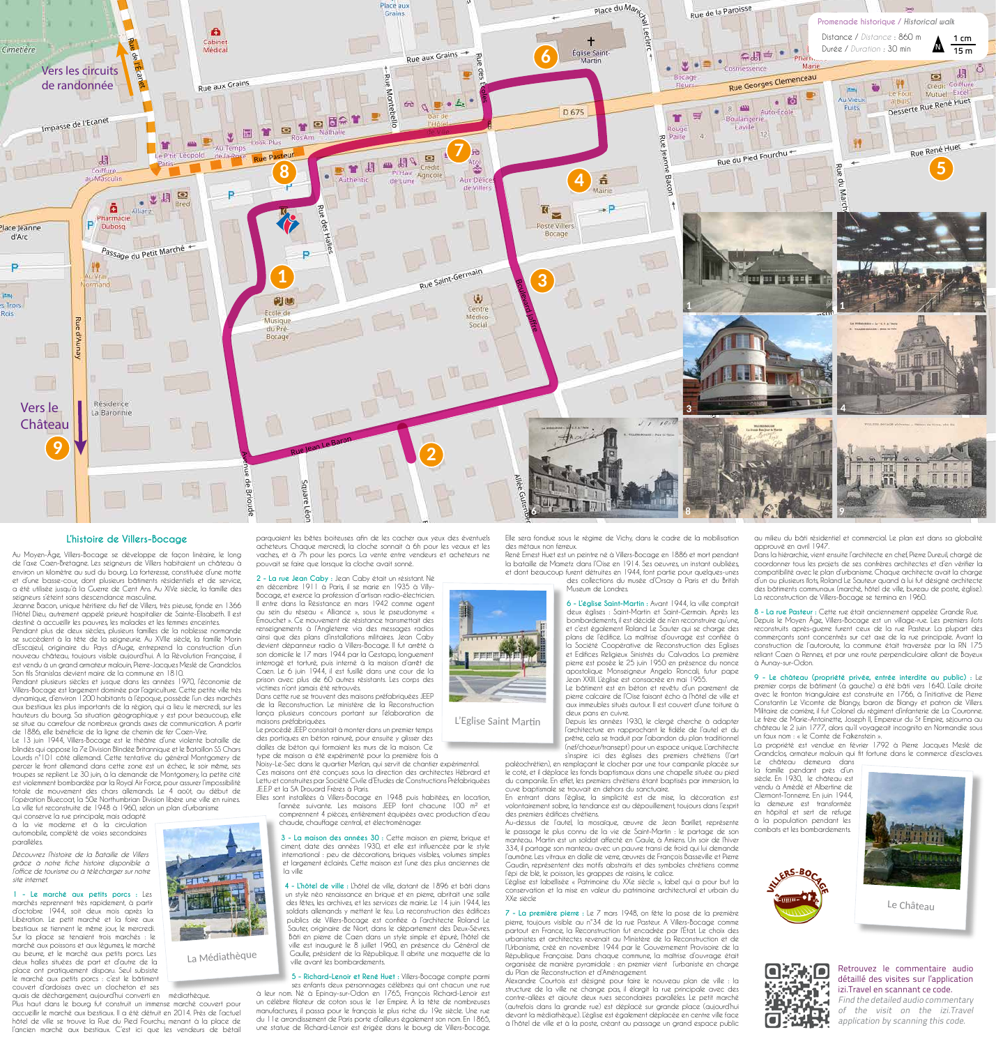Promenade historique / *Historical walk*

Distance / *Distance* : 860 m
Durée / *Duration* : 30 min

1 cm = 15 m

Vers les circuits de randonnée

Vers le Château

## L'histoire de Villers-Bocage

Au Moyen-Âge, Villers-Bocage se développe de façon linéaire, le long de l'axe Caen-Bretagne. Les seigneurs de Villers habitaient un château à environ un kilomètre au sud du bourg. La forteresse, constituée d'une motte et d'une basse-cour, dont plusieurs bâtiments résidentiels et de service, a été utilisée jusqu'à la Guerre de Cent Ans. Au XIVe siècle, la famille des seigneurs s'éteint sans descendance masculine.

Jeanne Bacon, unique héritière du fief de Villers, très pieuse, fonde en 1366 l'Hôtel Dieu, autrement appelé prieuré hospitalier de Sainte-Elisabeth. Il est destiné à accueillir les pauvres, les malades et les femmes enceintes.

Pendant plus de deux siècles, plusieurs familles de la noblesse normande se succèdent à la tête de la seigneurie. Au XVIIe siècle, la famille Morin d'Escajeul, originaire du Pays d'Auge, entreprend la construction d'un nouveau château, toujours visible aujourd'hui. À la Révolution Française, il est vendu à un grand armateur malouin, Pierre-Jacques Meslé de Grandclos. Son fils Stanislas devient maire de la commune en 1810.

Pendant plusieurs siècles et jusque dans les années 1970, l'économie de Villers-Bocage est largement dominée par l'agriculture. Cette petite ville très dynamique, d'environ 1200 habitants à l'époque, possède l'un des marchés aux bestiaux les plus importants de la région, qui a lieu le mercredi, sur les hauteurs du bourg. Sa situation géographique y est pour beaucoup, elle se situe au carrefour de nombreux grands axes de communication. À partir de 1866, elle bénéficie de la ligne de chemin de fer Caen-Vire.

Le 13 juin 1944, Villers-Bocage est le théâtre d'une violente bataille de blindés qui oppose la 7e Division Blindée Britannique et le Bataillon SS Chars Lourds n°101 côté allemand. Cette tentative du général Montgomery de percer le front allemand dans cette zone est un échec, le soir même, ses troupes se replient. Le 30 juin, à la demande de Montgomery, la petite cité est violemment bombardée par la Royal Air Force, pour assurer l'impossibilité totale de mouvement des chars allemands. Le 4 août, au début de l'opération Bluecoat, la 50e Northumbrian Division libère une ville en ruines.

La ville fut reconstruite de 1948 à 1960, selon un plan d'urbanisme qui conserve la rue principale, mais adapté à la vie moderne et à la circulation automobile, complété de voies secondaires parallèles.

*Découvrez l'histoire de la Bataille de Villers grâce à notre fiche histoire disponible à l'office de tourisme ou à télécharger sur notre site internet.*

**1 - Le marché aux petits porcs** : Les marchés reprennent très rapidement, à partir d'octobre 1944, soit deux mois après la Libération. Le petit marché et la foire aux bestiaux se tiennent le même jour, le mercredi. Sur la place se tenaient trois marchés : le marché aux poissons et aux légumes, le marché au beurre, et le marché aux petits porcs. Les deux halles situées de part et d'autre de la place ont pratiquement disparu. Seul subsiste le marché aux petits porcs : c'est le bâtiment couvert d'ardoises avec un clocheton et ses quais de déchargement, aujourd'hui converti en médiathèque.

La Médiathèque

Plus haut dans le bourg fut construit un immense marché couvert pour accueillir le marché aux bestiaux. Il a été détruit en 2014. Près de l'actuel hôtel de ville se trouve la Rue du Pied Fourchu, menant à la place de l'ancien marché aux bestiaux. C'est ici que les vendeurs de bétail parquaient les bêtes boiteuses afin de les cacher aux yeux des éventuels acheteurs. Chaque mercredi, la cloche sonnait à 6h pour les veaux et les vaches, et à 7h pour les porcs. La vente entre vendeurs et acheteurs ne pouvait se faire que lorsque la cloche avait sonné.

**2 - La rue Jean Caby** : Jean Caby était un résistant. Né en décembre 1911 à Paris, il se marie en 1935 à Villy-Bocage, et exerce la profession d'artisan radio-électricien. Il entre dans la Résistance en mars 1942 comme agent au sein du réseau « Alliance », sous le pseudonyme « Émouchet ». Ce mouvement de résistance transmettait des renseignements à l'Angleterre via des messages radios ainsi que des plans d'installations militaires. Jean Caby devient dépanneur radio à Villers-Bocage. Il fut arrêté à son domicile le 17 mars 1944 par la Gestapo, longuement interrogé et torturé, puis interné à la maison d'arrêt de Caen. Le 6 juin 1944, il fut fusillé dans une cour de la prison avec plus de 60 autres résistants. Les corps des victimes n'ont jamais été retrouvés.

Dans cette rue se trouvent des maisons préfabriquées JEEP de la Reconstruction. Le ministère de la Reconstruction lança plusieurs concours portant sur l'élaboration de maisons préfabriquées.

Le procédé JEEP consistait à monter dans un premier temps des portiques en béton rainuré, pour ensuite y glisser des dalles de béton qui formaient les murs de la maison. Ce type de maison a été expérimenté pour la première fois à Noisy-Le-Sec dans le quartier Merlan, qui servit de chantier expérimental. Ces maisons ont été conçues sous la direction des architectes Hébrard et Lettu et construites par Société Civile d'Études de Constructions Préfabriquées JEEP et la SA Drouard Frères à Paris.

Elles sont installées à Villers-Bocage en 1948 puis habitées, en location, l'année suivante. Les maisons JEEP font chacune 100 m² et comprennent 4 pièces, entièrement équipées avec production d'eau chaude, chauffage central, et électroménager.

**3 - La maison des années 30** : Cette maison en pierre, brique et ciment, date des années 1930, et elle est influencée par le style international : peu de décorations, briques visibles, volumes simples et largement éclairés. Cette maison est l'une des plus anciennes de la ville.

**4 - L'hôtel de ville** : L'hôtel de ville, datant de 1896 et bâti dans un style néo renaissance en brique et en pierre, abritait une salle des fêtes, les archives, et les services de mairie. Le 14 juin 1944, les soldats allemands y mettent le feu. La reconstruction des édifices publics de Villers-Bocage est confiée à l'architecte Roland Le Sauter, originaire de Niort, dans le département des Deux-Sèvres. Bâti en pierre de Caen dans un style simple et épuré, l'hôtel de ville est inauguré le 8 juillet 1960, en présence du Général de Gaulle, président de la République. Il abrite une maquette de la ville avant les bombardements.

**5 - Richard-Lenoir et René Huet** : Villers-Bocage compte parmi ses enfants deux personnages célèbres qui ont chacun une rue à leur nom. Né à Epinay-sur-Odon en 1765, François Richard-Lenoir est un célèbre filateur de coton sous le 1er Empire. À la tête de nombreuses manufactures, il passa pour le français le plus riche du 19e siècle. Une rue du 11e arrondissement de Paris porte d'ailleurs également son nom. En 1865, une statue de Richard-Lenoir est érigée dans le bourg de Villers-Bocage. Elle sera fondue sous le régime de Vichy, dans le cadre de la mobilisation des métaux non ferreux.

René Ernest Huet est un peintre né à Villers-Bocage en 1886 et mort pendant la bataille de Mametz dans l'Oise en 1914. Ses oeuvres, un instant oubliées, et dont beaucoup furent détruites en 1944, font partie pour quelques-unes des collections du musée d'Orsay à Paris et du British Museum de Londres.

L'Eglise Saint Martin

**6 - L'église Saint-Martin** : Avant 1944, la ville comptait deux églises : Saint-Martin et Saint-Germain. Après les bombardements, il est décidé de n'en reconstruire qu'une, et c'est également Roland Le Sauter qui se charge des plans de l'édifice. La maîtrise d'ouvrage est confiée à la Société Coopérative de Reconstruction des Églises et Édifices Religieux Sinistrés du Calvados. La première pierre est posée le 25 juin 1950 en présence du nonce apostolique Monseigneur Angelo Roncali, futur pape Jean XXIII. L'église est consacrée en mai 1955.

Le bâtiment est en béton et revêtu d'un parement de pierre calcaire de l'Oise faisant écho à l'hôtel de ville et aux immeubles situés autour. Il est couvert d'une toiture à deux pans en cuivre.

Depuis les années 1930, le clergé cherche à adapter l'architecture en rapprochant le fidèle de l'autel et du prêtre, cela se traduit par l'abandon du plan traditionnel (nef/choeur/transept) pour un espace unique. L'architecture s'inspire ici des églises des premiers chrétiens (l'art paléochrétien), en remplaçant le clocher par une tour campanile placée sur le coté, et il déplace les fonds baptismaux dans une chapelle située au pied du campanile. En effet, les premiers chrétiens étant baptisés par immersion, la cuve baptismale se trouvait en dehors du sanctuaire.

En entrant dans l'église, la simplicité est de mise, la décoration est volontairement sobre, la tendance est au dépouillement, toujours dans l'esprit des premiers édifices chrétiens.

Au-dessus de l'autel, la mosaïque, œuvre de Jean Barillet, représente le passage le plus connu de la vie de Saint-Martin : le partage de son manteau. Martin est un soldat affecté en Gaule, à Amiens. Un soir de l'hiver 334, il partage son manteau avec un pauvre transi de froid qui lui demande l'aumône. Les vitraux en dalle de verre, œuvres de François Basseville et Pierre Gaudin, représentent des motifs abstraits et des symboles chrétiens comme l'épi de blé, le poisson, les grappes de raisins, le calice.

L'église est labellisée « Patrimoine du XXe siècle », label qui a pour but la conservation et la mise en valeur du patrimoine architectural et urbain du XXe siècle.

**7 - La première pierre** : Le 7 mars 1948, on fête la pose de la première pierre, toujours visible au n°34 de la rue Pasteur. À Villers-Bocage comme partout en France, la Reconstruction fut encadrée par l'État. Le choix des urbanistes et architectes revenait au Ministère de la Reconstruction et de l'Urbanisme, créé en novembre 1944 par le Gouvernement Provisoire de la République Française. Dans chaque commune, la maîtrise d'ouvrage était organisée de manière pyramidale : en premier vient l'urbaniste en charge du Plan de Reconstruction et d'Aménagement.

Alexandre Courtois est désigné pour faire le nouveau plan de ville : la structure de la ville ne change pas, il élargit la rue principale avec des contre-allées et ajoute deux rues secondaires parallèles. Le petit marché (autrefois dans la grande rue) est déplacé sur grande place (aujourd'hui devant la médiathèque). L'église est également déplacée en centre ville face à l'hôtel de ville et à la poste, créant au passage un grand espace public au milieu du bâti résidentiel et commercial. Le plan est dans sa globalité approuvé en avril 1947.

Dans la hiérarchie, vient ensuite l'architecte en chef, Pierre Dureuil, chargé de coordonner tous les projets de ses confrères architectes et d'en vérifier la compatibilité avec le plan d'urbanisme. Chaque architecte avait la charge d'un ou plusieurs îlots, Roland Le Sauteur quand à lui fut désigné architecte des bâtiments communaux (marché, hôtel de ville, bureau de poste, église). La reconstruction de Villers-Bocage se termina en 1960.

**8 - La rue Pasteur** : Cette rue était anciennement appelée Grande Rue. Depuis le Moyen Âge, Villers-Bocage est un village-rue. Les premiers îlots reconstruits après-guerre furent ceux de la rue Pasteur. La plupart des commerçants sont concentrés sur cet axe de la rue principale. Avant la construction de l'autoroute, la commune était traversée par la RN 175 reliant Caen à Rennes, et par une route perpendiculaire allant de Bayeux à Aunay-sur-Odon.

**9 - Le château (propriété privée, entrée interdite au public)** : Le premier corps de bâtiment (à gauche) a été bâti vers 1640. L'aile droite avec le fronton triangulaire est construite en 1766, à l'initiative de Pierre Constantin Le Vicomte de Blangy, baron de Blangy et patron de Villers. Militaire de carrière, il fut Colonel du régiment d'infanterie de La Couronne. Le frère de Marie-Antoinette, Joseph II, Empereur du St Empire, séjourna au château le 2 juin 1777, alors qu'il voyageait incognito en Normandie sous un faux nom : « le Comte de Falkenstein ».

La propriété est vendue en février 1792 à Pierre Jacques Meslé de Grandclos, armateur malouin qui fit fortune dans le commerce d'esclaves. Le château demeura dans la famille pendant près d'un siècle. En 1930, le château est vendu à Amédé et Albertine de Clermont-Tonnerre. En juin 1944, la demeure est transformée en hôpital et sert de refuge à la population pendant les combats et les bombardements.

Le Château

Retrouvez le commentaire audio détaillé des visites sur l'application izi.Travel en scannant ce code.

*Find the detailed audio commentary of the visit on the izi.Travel application by scanning this code.*